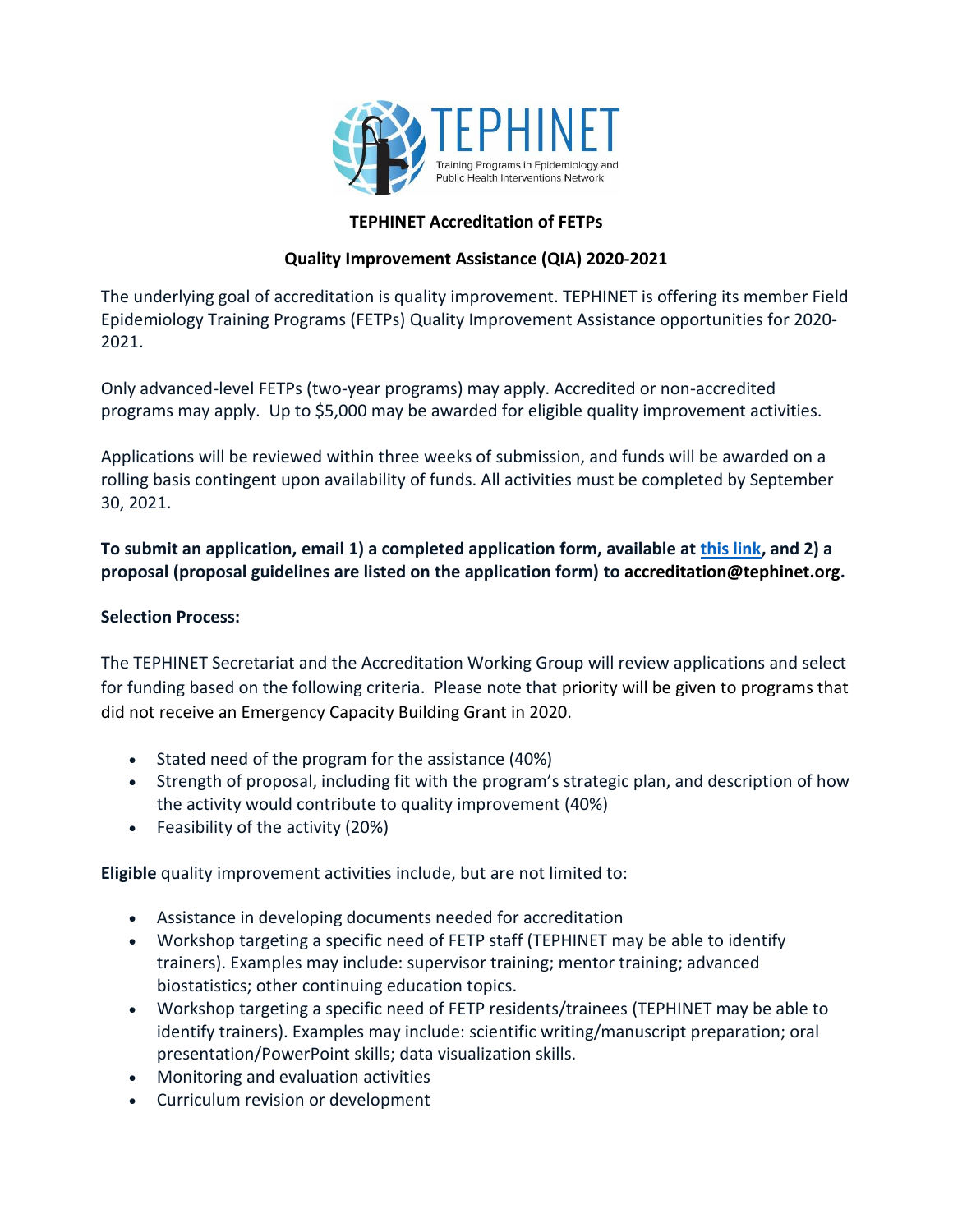**TEPHINET Accreditation of FETPs**

**Quality Improvement Assistance (QIA) 2020-2021**

The underlying goal of accreditation is quality improvement. TEPHINET is offering its member Field Epidemiology Training Programs (FETPs) Quality Improvement Assistance opportunities for 2020-2021.

Only advanced-level FETPs (two-year programs) may apply. Accredited or non-accredited programs may apply. Up to $5,000 may be awarded for eligible quality improvement activities.

Applications will be reviewed within three weeks of submission, and funds will be awarded on a rolling basis contingent upon availability of funds. All activities must be completed by September 30, 2021.

**To submit an application, email 1) a completed application form, available at this link, and 2) a proposal (proposal guidelines are listed on the application form) to accreditation@tephinet.org.**

**Selection Process:**

The TEPHINET Secretariat and the Accreditation Working Group will review applications and select for funding based on the following criteria. Please note that priority will be given to programs that did not receive an Emergency Capacity Building Grant in 2020.

- Stated need of the program for the assistance (40%)
- Strength of proposal, including fit with the program's strategic plan, and description of how the activity would contribute to quality improvement (40%)
- Feasibility of the activity (20%)

**Eligible** quality improvement activities include, but are not limited to:

- Assistance in developing documents needed for accreditation
- Workshop targeting a specific need of FETP staff (TEPHINET may be able to identify trainers). Examples may include: supervisor training; mentor training; advanced biostatistics; other continuing education topics.
- Workshop targeting a specific need of FETP residents/trainees (TEPHINET may be able to identify trainers). Examples may include: scientific writing/manuscript preparation; oral presentation/PowerPoint skills; data visualization skills.
- Monitoring and evaluation activities
- Curriculum revision or development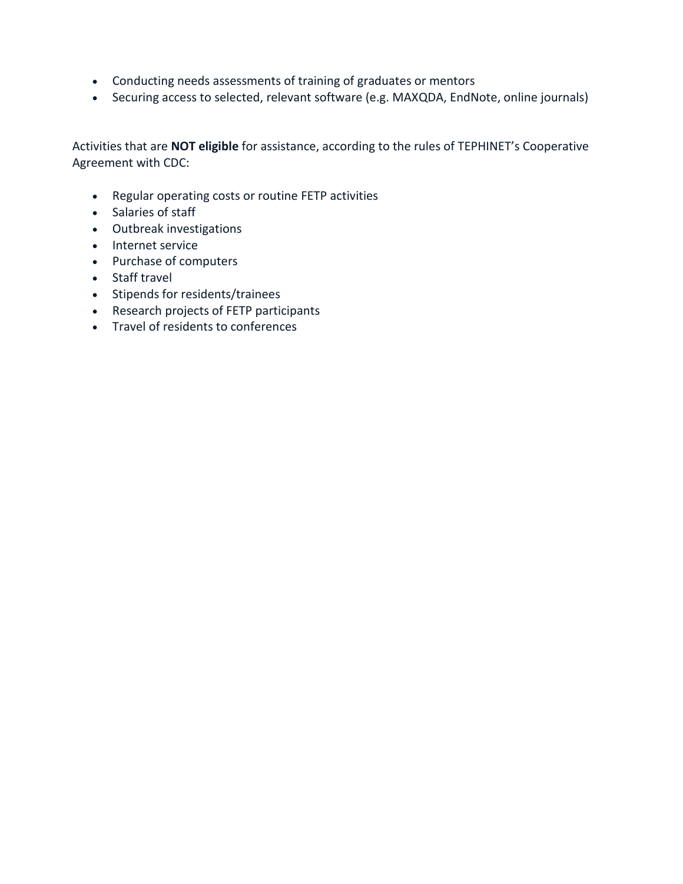- Conducting needs assessments of training of graduates or mentors
- Securing access to selected, relevant software (e.g. MAXQDA, EndNote, online journals)

Activities that are **NOT eligible** for assistance, according to the rules of TEPHINET's Cooperative Agreement with CDC:

- Regular operating costs or routine FETP activities
- Salaries of staff
- Outbreak investigations
- Internet service
- Purchase of computers
- Staff travel
- Stipends for residents/trainees
- Research projects of FETP participants
- Travel of residents to conferences